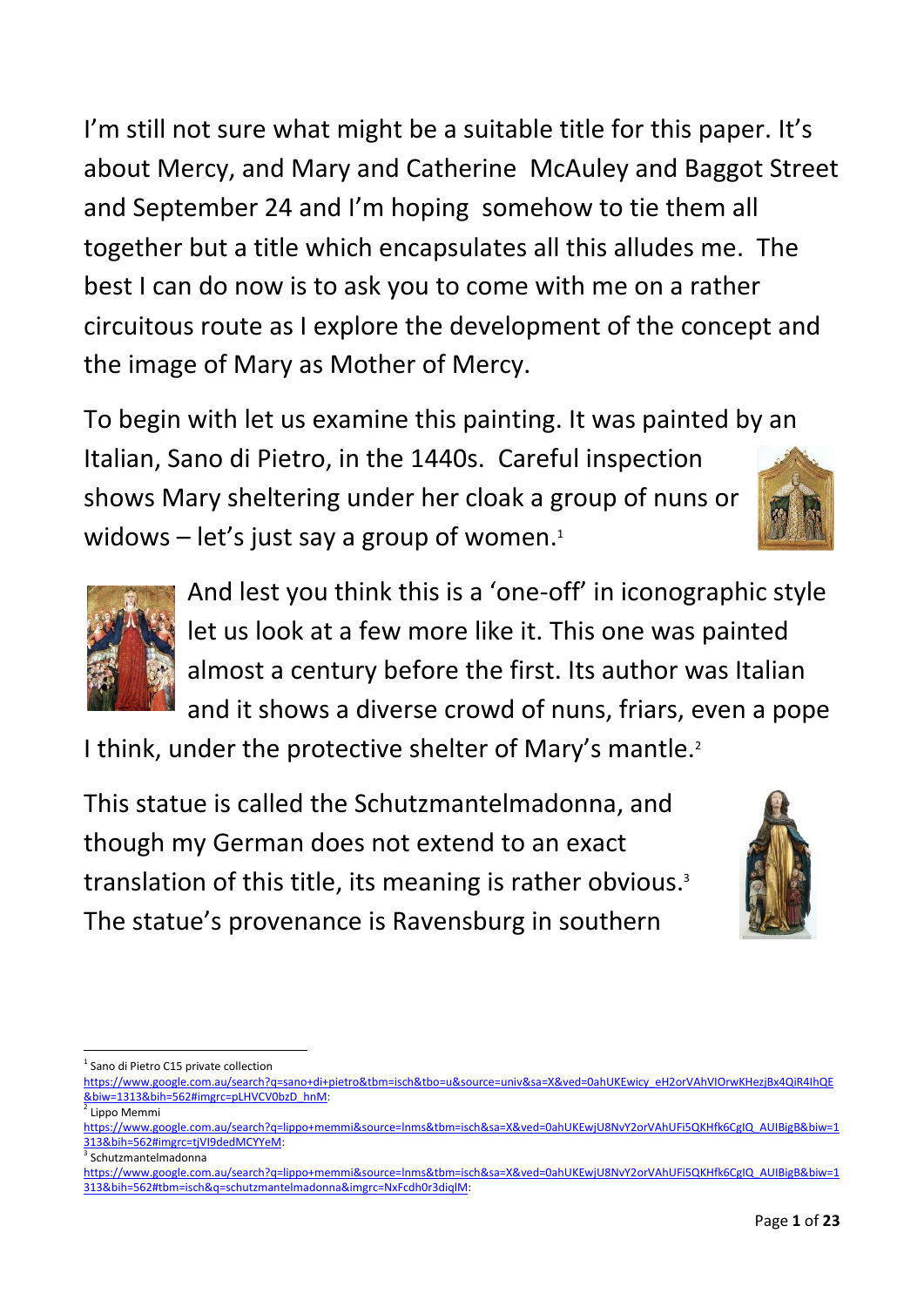I'm still not sure what might be a suitable title for this paper. It's about Mercy, and Mary and Catherine McAuley and Baggot Street and September 24 and I'm hoping somehow to tie them all together but a title which encapsulates all this alludes me. The best I can do now is to ask you to come with me on a rather circuitous route as I explore the development of the concept and the image of Mary as Mother of Mercy.

To begin with let us examine this painting. It was painted by an Italian, Sano di Pietro, in the 1440s. Careful inspection shows Mary sheltering under her cloak a group of nuns or widows – let's just say a group of women.[1]

And lest you think this is a 'one-off' in iconographic style let us look at a few more like it. This one was painted almost a century before the first. Its author was Italian and it shows a diverse crowd of nuns, friars, even a pope I think, under the protective shelter of Mary's mantle.[2]

This statue is called the Schutzmantelmadonna, and though my German does not extend to an exact translation of this title, its meaning is rather obvious.[3] The statue's provenance is Ravensburg in southern

---

[1] Sano di Pietro C15 private collection https://www.google.com.au/search?q=sano+di+pietro&tbm=isch&tbo=u&source=univ&sa=X&ved=0ahUKEwicy_eH2orVAhVIOrwKHezjBx4QiR4IhQE&biw=1313&bih=562#imgrc=pLHVCV0bzD_hnM:

[2] Lippo Memmi https://www.google.com.au/search?q=lippo+memmi&source=lnms&tbm=isch&sa=X&ved=0ahUKEwjU8NvY2orVAhUFi5QKHfk6CgIQ_AUIBigB&biw=1313&bih=562#imgrc=tjVI9dedMCYYeM:

[3] Schutzmantelmadonna https://www.google.com.au/search?q=lippo+memmi&source=lnms&tbm=isch&sa=X&ved=0ahUKEwjU8NvY2orVAhUFi5QKHfk6CgIQ_AUIBigB&biw=1313&bih=562#tbm=isch&q=schutzmantelmadonna&imgrc=NxFcdh0r3diqlM: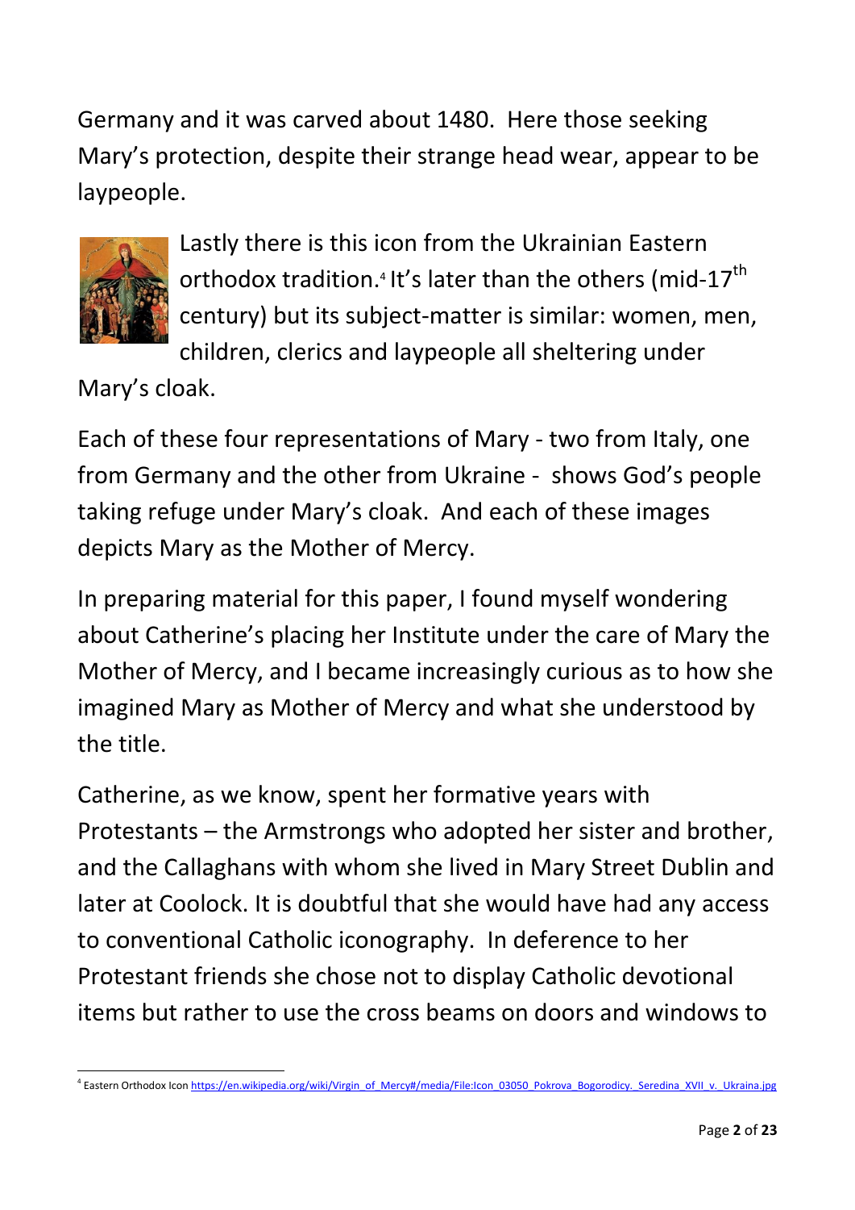Germany and it was carved about 1480. Here those seeking Mary's protection, despite their strange head wear, appear to be laypeople.

Lastly there is this icon from the Ukrainian Eastern orthodox tradition.[4] It's later than the others (mid-17th century) but its subject-matter is similar: women, men, children, clerics and laypeople all sheltering under Mary's cloak.

Each of these four representations of Mary - two from Italy, one from Germany and the other from Ukraine - shows God's people taking refuge under Mary's cloak. And each of these images depicts Mary as the Mother of Mercy.

In preparing material for this paper, I found myself wondering about Catherine's placing her Institute under the care of Mary the Mother of Mercy, and I became increasingly curious as to how she imagined Mary as Mother of Mercy and what she understood by the title.

Catherine, as we know, spent her formative years with Protestants – the Armstrongs who adopted her sister and brother, and the Callaghans with whom she lived in Mary Street Dublin and later at Coolock. It is doubtful that she would have had any access to conventional Catholic iconography. In deference to her Protestant friends she chose not to display Catholic devotional items but rather to use the cross beams on doors and windows to

---

[4] Eastern Orthodox Icon https://en.wikipedia.org/wiki/Virgin_of_Mercy#/media/File:Icon_03050_Pokrova_Bogorodicy._Seredina_XVII_v._Ukraina.jpg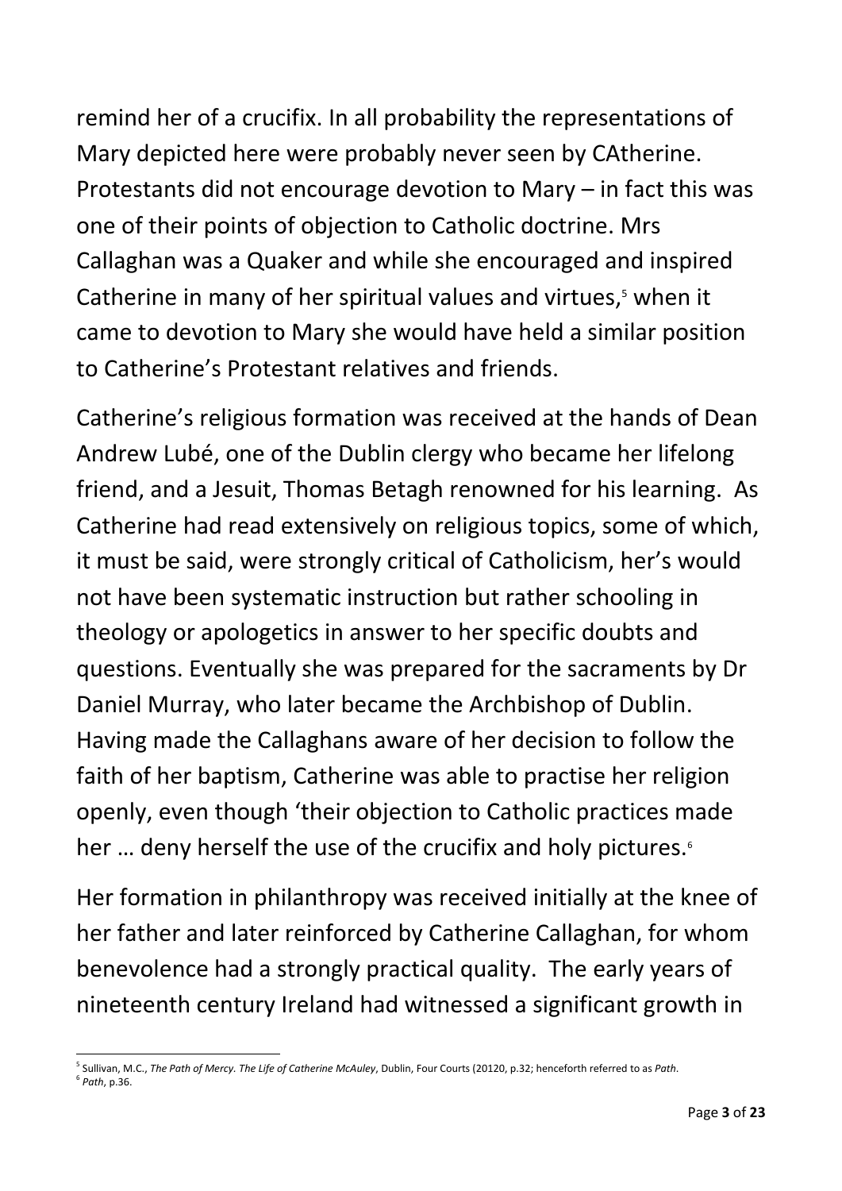remind her of a crucifix. In all probability the representations of Mary depicted here were probably never seen by CAtherine. Protestants did not encourage devotion to Mary – in fact this was one of their points of objection to Catholic doctrine. Mrs Callaghan was a Quaker and while she encouraged and inspired Catherine in many of her spiritual values and virtues,[5] when it came to devotion to Mary she would have held a similar position to Catherine's Protestant relatives and friends.

Catherine's religious formation was received at the hands of Dean Andrew Lubé, one of the Dublin clergy who became her lifelong friend, and a Jesuit, Thomas Betagh renowned for his learning. As Catherine had read extensively on religious topics, some of which, it must be said, were strongly critical of Catholicism, her's would not have been systematic instruction but rather schooling in theology or apologetics in answer to her specific doubts and questions. Eventually she was prepared for the sacraments by Dr Daniel Murray, who later became the Archbishop of Dublin. Having made the Callaghans aware of her decision to follow the faith of her baptism, Catherine was able to practise her religion openly, even though 'their objection to Catholic practices made her … deny herself the use of the crucifix and holy pictures.[6]

Her formation in philanthropy was received initially at the knee of her father and later reinforced by Catherine Callaghan, for whom benevolence had a strongly practical quality. The early years of nineteenth century Ireland had witnessed a significant growth in

---

[5] Sullivan, M.C., *The Path of Mercy. The Life of Catherine McAuley*, Dublin, Four Courts (20120, p.32; henceforth referred to as *Path*.

[6] *Path*, p.36.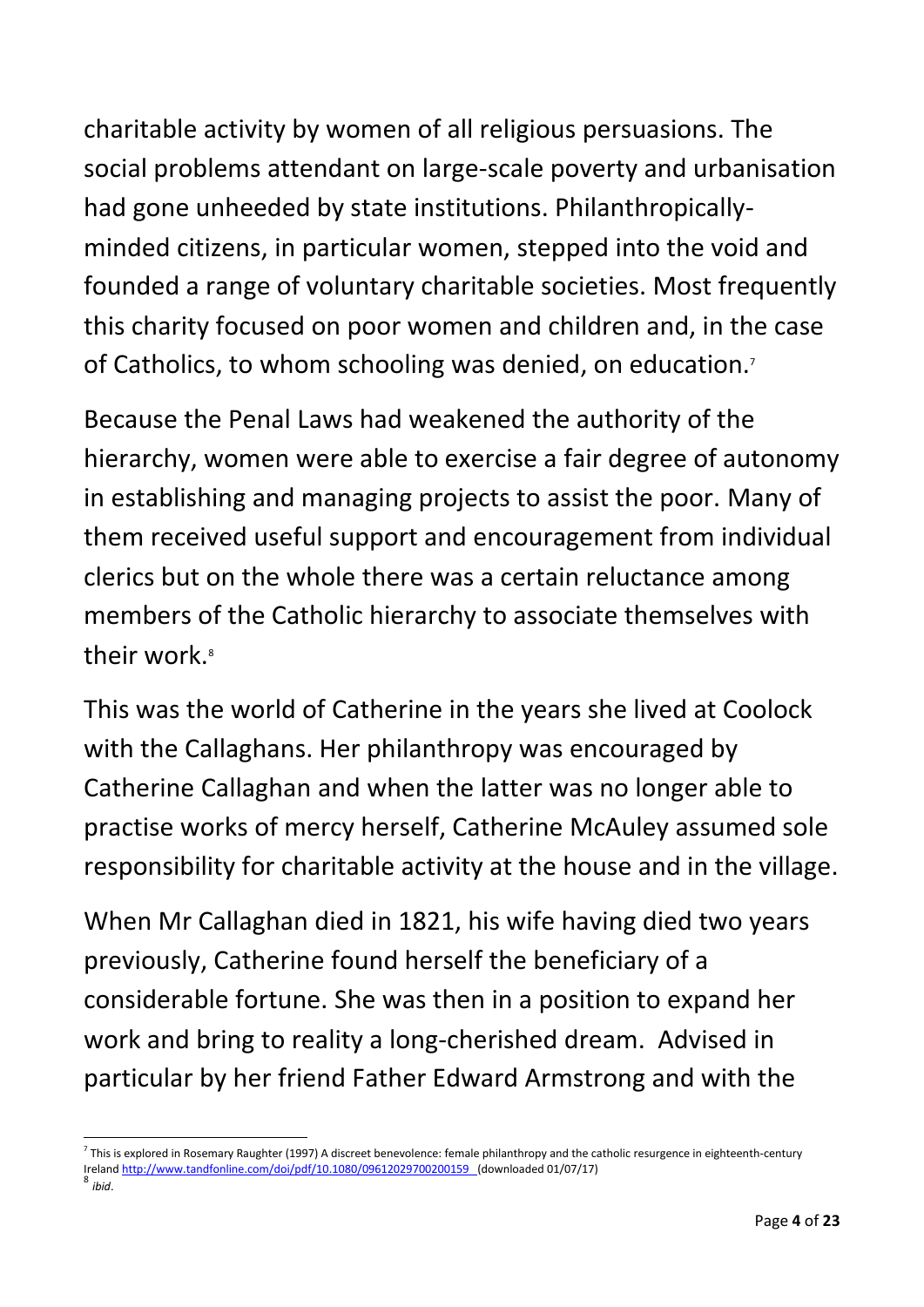charitable activity by women of all religious persuasions. The social problems attendant on large-scale poverty and urbanisation had gone unheeded by state institutions. Philanthropically-minded citizens, in particular women, stepped into the void and founded a range of voluntary charitable societies. Most frequently this charity focused on poor women and children and, in the case of Catholics, to whom schooling was denied, on education.[7]

Because the Penal Laws had weakened the authority of the hierarchy, women were able to exercise a fair degree of autonomy in establishing and managing projects to assist the poor. Many of them received useful support and encouragement from individual clerics but on the whole there was a certain reluctance among members of the Catholic hierarchy to associate themselves with their work.[8]

This was the world of Catherine in the years she lived at Coolock with the Callaghans. Her philanthropy was encouraged by Catherine Callaghan and when the latter was no longer able to practise works of mercy herself, Catherine McAuley assumed sole responsibility for charitable activity at the house and in the village.

When Mr Callaghan died in 1821, his wife having died two years previously, Catherine found herself the beneficiary of a considerable fortune. She was then in a position to expand her work and bring to reality a long-cherished dream. Advised in particular by her friend Father Edward Armstrong and with the

---

[7] This is explored in Rosemary Raughter (1997) A discreet benevolence: female philanthropy and the catholic resurgence in eighteenth-century Ireland http://www.tandfonline.com/doi/pdf/10.1080/09612029700200159 (downloaded 01/07/17)

[8] *ibid*.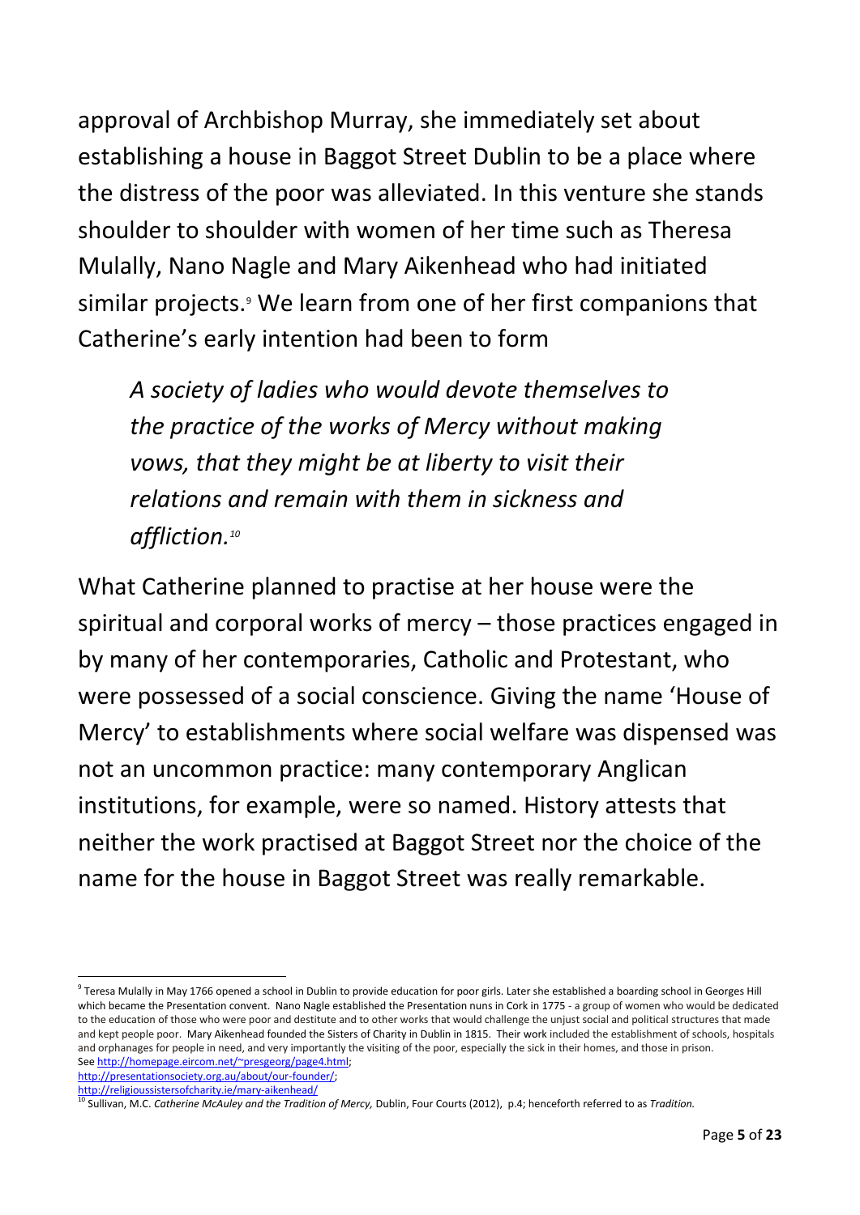approval of Archbishop Murray, she immediately set about establishing a house in Baggot Street Dublin to be a place where the distress of the poor was alleviated. In this venture she stands shoulder to shoulder with women of her time such as Theresa Mulally, Nano Nagle and Mary Aikenhead who had initiated similar projects.[9] We learn from one of her first companions that Catherine's early intention had been to form

> *A society of ladies who would devote themselves to the practice of the works of Mercy without making vows, that they might be at liberty to visit their relations and remain with them in sickness and affliction.*[10]

What Catherine planned to practise at her house were the spiritual and corporal works of mercy – those practices engaged in by many of her contemporaries, Catholic and Protestant, who were possessed of a social conscience. Giving the name 'House of Mercy' to establishments where social welfare was dispensed was not an uncommon practice: many contemporary Anglican institutions, for example, were so named. History attests that neither the work practised at Baggot Street nor the choice of the name for the house in Baggot Street was really remarkable.

---

[9] Teresa Mulally in May 1766 opened a school in Dublin to provide education for poor girls. Later she established a boarding school in Georges Hill which became the Presentation convent. Nano Nagle established the Presentation nuns in Cork in 1775 - a group of women who would be dedicated to the education of those who were poor and destitute and to other works that would challenge the unjust social and political structures that made and kept people poor. Mary Aikenhead founded the Sisters of Charity in Dublin in 1815. Their work included the establishment of schools, hospitals and orphanages for people in need, and very importantly the visiting of the poor, especially the sick in their homes, and those in prison. See http://homepage.eircom.net/~presgeorg/page4.html; http://presentationsociety.org.au/about/our-founder/; http://religioussistersofcharity.ie/mary-aikenhead/

[10] Sullivan, M.C. *Catherine McAuley and the Tradition of Mercy,* Dublin, Four Courts (2012), p.4; henceforth referred to as *Tradition.*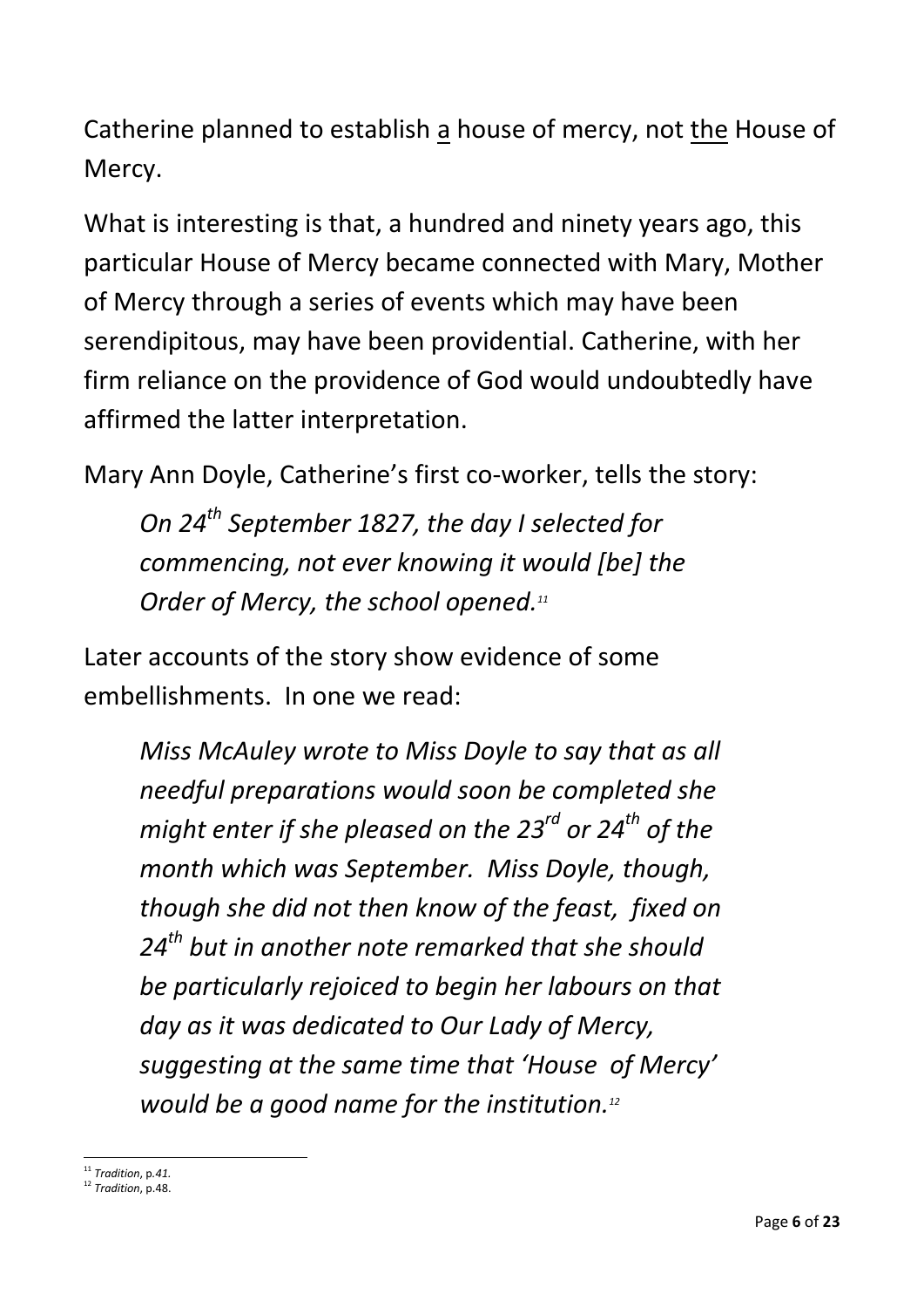Catherine planned to establish <u>a</u> house of mercy, not <u>the</u> House of Mercy.

What is interesting is that, a hundred and ninety years ago, this particular House of Mercy became connected with Mary, Mother of Mercy through a series of events which may have been serendipitous, may have been providential. Catherine, with her firm reliance on the providence of God would undoubtedly have affirmed the latter interpretation.

Mary Ann Doyle, Catherine's first co-worker, tells the story:

> *On 24th September 1827, the day I selected for commencing, not ever knowing it would [be] the Order of Mercy, the school opened.*[11]

Later accounts of the story show evidence of some embellishments. In one we read:

> *Miss McAuley wrote to Miss Doyle to say that as all needful preparations would soon be completed she might enter if she pleased on the 23rd or 24th of the month which was September. Miss Doyle, though, though she did not then know of the feast, fixed on 24th but in another note remarked that she should be particularly rejoiced to begin her labours on that day as it was dedicated to Our Lady of Mercy, suggesting at the same time that 'House of Mercy' would be a good name for the institution.*[12]

---

[11] *Tradition*, p.*41.*

[12] *Tradition*, p.48.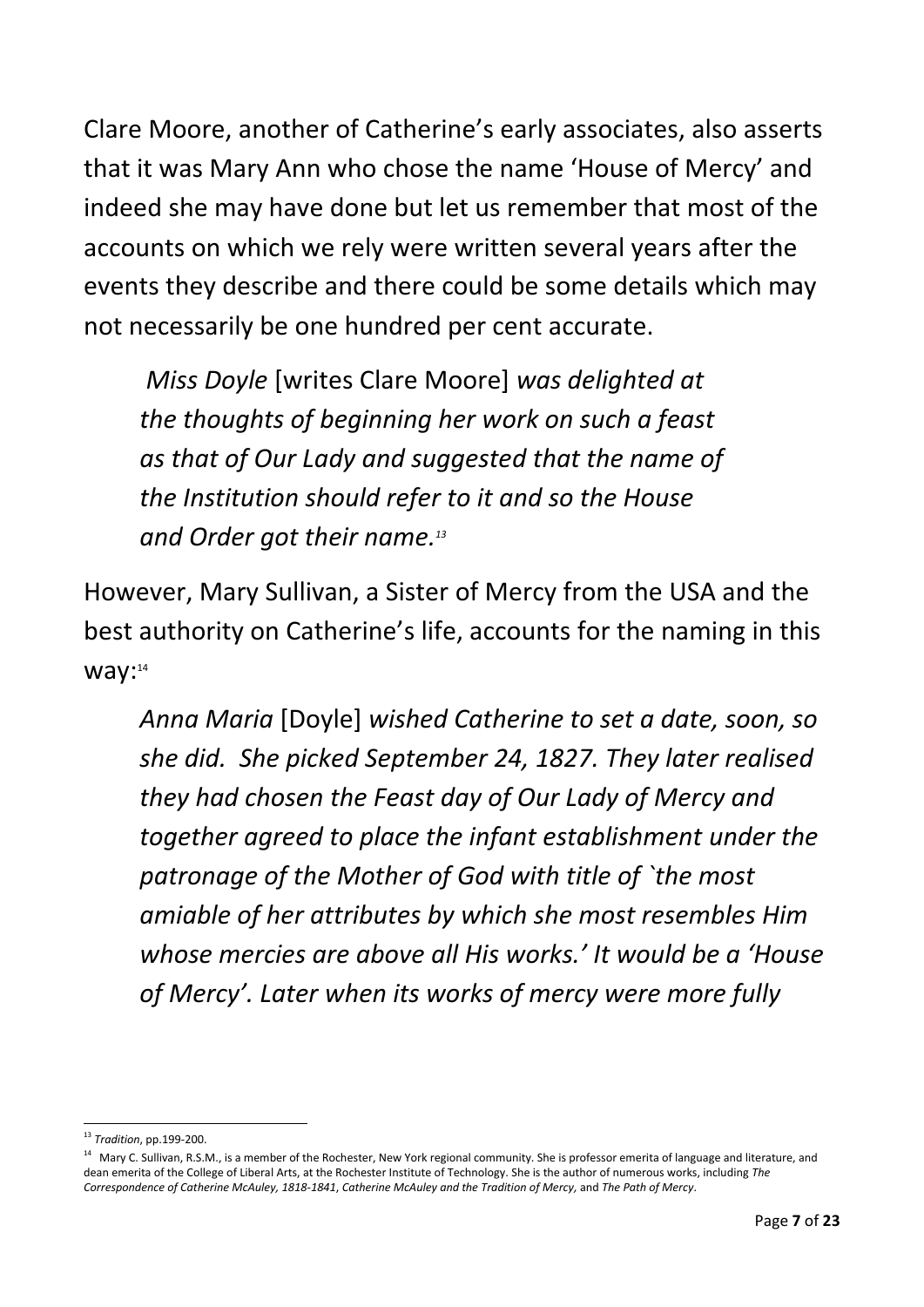Clare Moore, another of Catherine's early associates, also asserts that it was Mary Ann who chose the name 'House of Mercy' and indeed she may have done but let us remember that most of the accounts on which we rely were written several years after the events they describe and there could be some details which may not necessarily be one hundred per cent accurate.

> *Miss Doyle* [writes Clare Moore] *was delighted at the thoughts of beginning her work on such a feast as that of Our Lady and suggested that the name of the Institution should refer to it and so the House and Order got their name.*[13]

However, Mary Sullivan, a Sister of Mercy from the USA and the best authority on Catherine's life, accounts for the naming in this way:[14]

> *Anna Maria* [Doyle] *wished Catherine to set a date, soon, so she did. She picked September 24, 1827. They later realised they had chosen the Feast day of Our Lady of Mercy and together agreed to place the infant establishment under the patronage of the Mother of God with title of `the most amiable of her attributes by which she most resembles Him whose mercies are above all His works.' It would be a 'House of Mercy'. Later when its works of mercy were more fully*

---

[13] *Tradition*, pp.199-200.

[14] Mary C. Sullivan, R.S.M., is a member of the Rochester, New York regional community. She is professor emerita of language and literature, and dean emerita of the College of Liberal Arts, at the Rochester Institute of Technology. She is the author of numerous works, including *The Correspondence of Catherine McAuley, 1818-1841*, *Catherine McAuley and the Tradition of Mercy*, and *The Path of Mercy*.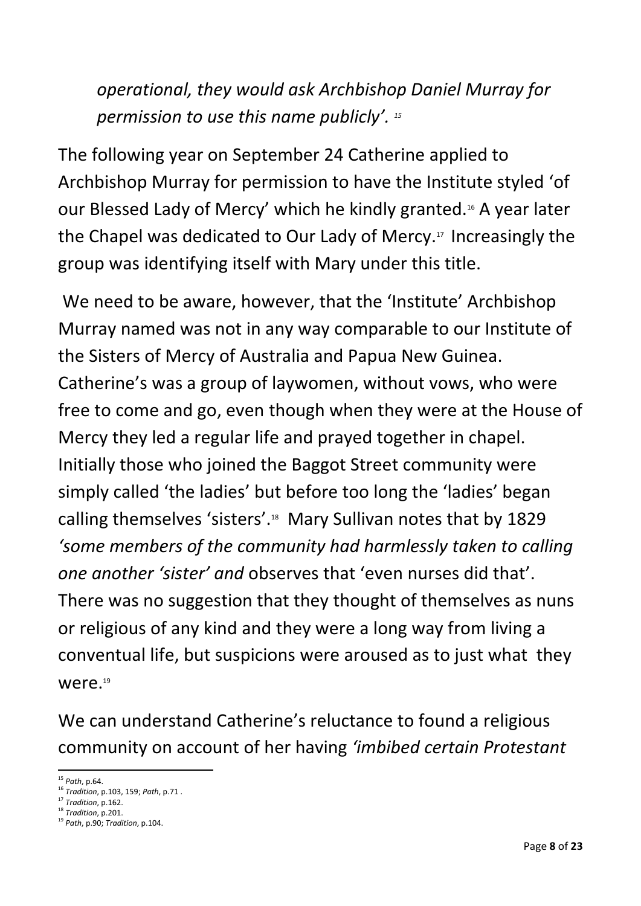*operational, they would ask Archbishop Daniel Murray for permission to use this name publicly'.* [15]

The following year on September 24 Catherine applied to Archbishop Murray for permission to have the Institute styled 'of our Blessed Lady of Mercy' which he kindly granted.[16] A year later the Chapel was dedicated to Our Lady of Mercy.[17] Increasingly the group was identifying itself with Mary under this title.

We need to be aware, however, that the 'Institute' Archbishop Murray named was not in any way comparable to our Institute of the Sisters of Mercy of Australia and Papua New Guinea. Catherine's was a group of laywomen, without vows, who were free to come and go, even though when they were at the House of Mercy they led a regular life and prayed together in chapel. Initially those who joined the Baggot Street community were simply called 'the ladies' but before too long the 'ladies' began calling themselves 'sisters'.[18] Mary Sullivan notes that by 1829 *'some members of the community had harmlessly taken to calling one another 'sister' and* observes that 'even nurses did that'. There was no suggestion that they thought of themselves as nuns or religious of any kind and they were a long way from living a conventual life, but suspicions were aroused as to just what they were.[19]

We can understand Catherine's reluctance to found a religious community on account of her having *'imbibed certain Protestant*

---

[15] *Path*, p.64.
[16] *Tradition*, p.103, 159; *Path*, p.71 .
[17] *Tradition*, p.162.
[18] *Tradition*, p.201.
[19] *Path*, p.90; *Tradition*, p.104.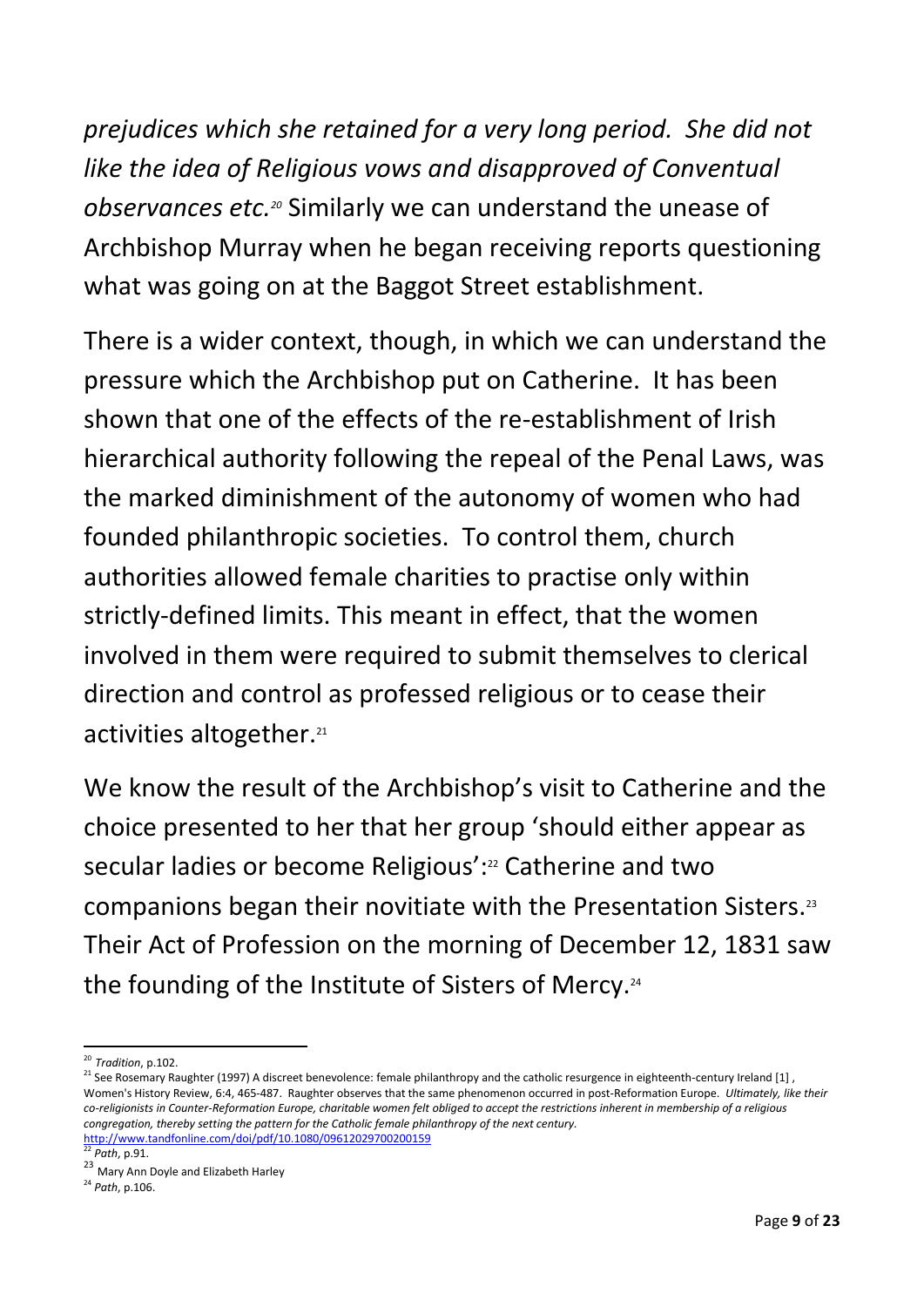*prejudices which she retained for a very long period. She did not like the idea of Religious vows and disapproved of Conventual observances etc.*[20] Similarly we can understand the unease of Archbishop Murray when he began receiving reports questioning what was going on at the Baggot Street establishment.

There is a wider context, though, in which we can understand the pressure which the Archbishop put on Catherine. It has been shown that one of the effects of the re-establishment of Irish hierarchical authority following the repeal of the Penal Laws, was the marked diminishment of the autonomy of women who had founded philanthropic societies. To control them, church authorities allowed female charities to practise only within strictly-defined limits. This meant in effect, that the women involved in them were required to submit themselves to clerical direction and control as professed religious or to cease their activities altogether.[21]

We know the result of the Archbishop's visit to Catherine and the choice presented to her that her group 'should either appear as secular ladies or become Religious':[22] Catherine and two companions began their novitiate with the Presentation Sisters.[23] Their Act of Profession on the morning of December 12, 1831 saw the founding of the Institute of Sisters of Mercy.[24]

---

[20] *Tradition*, p.102.

[21] See Rosemary Raughter (1997) A discreet benevolence: female philanthropy and the catholic resurgence in eighteenth-century Ireland [1], Women's History Review, 6:4, 465-487. Raughter observes that the same phenomenon occurred in post-Reformation Europe. *Ultimately, like their co-religionists in Counter-Reformation Europe, charitable women felt obliged to accept the restrictions inherent in membership of a religious congregation, thereby setting the pattern for the Catholic female philanthropy of the next century.* http://www.tandfonline.com/doi/pdf/10.1080/09612029700200159

[22] *Path*, p.91.

[23] Mary Ann Doyle and Elizabeth Harley

[24] *Path*, p.106.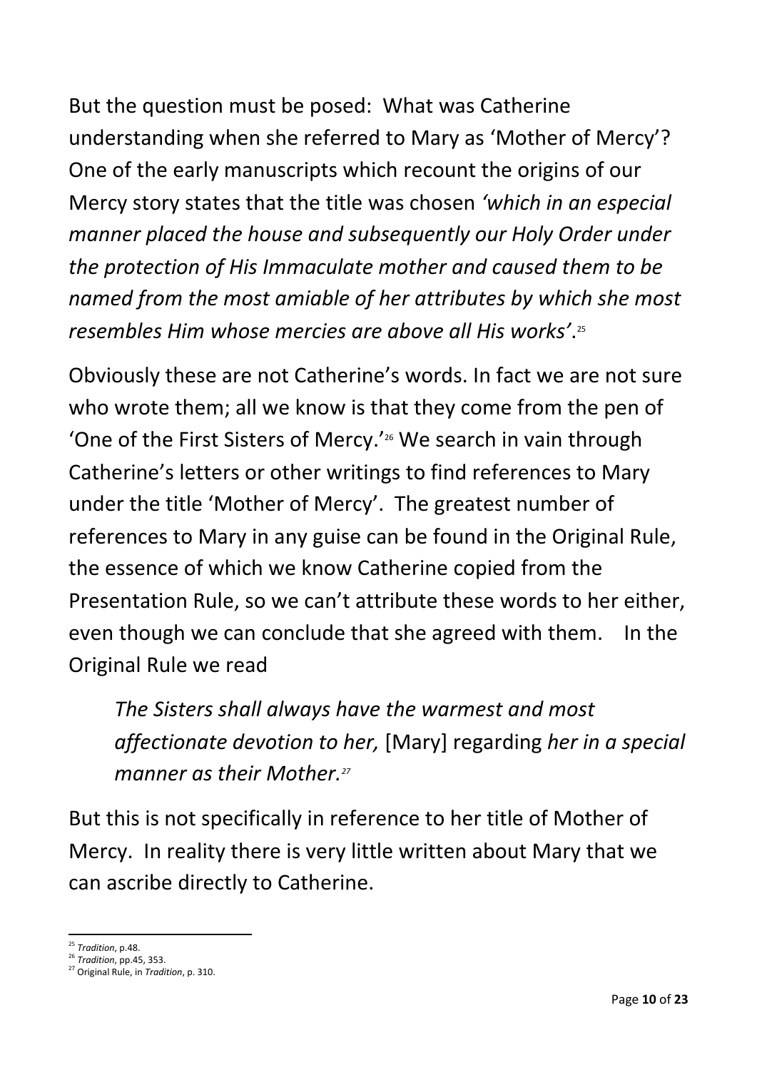But the question must be posed: What was Catherine understanding when she referred to Mary as 'Mother of Mercy'? One of the early manuscripts which recount the origins of our Mercy story states that the title was chosen *'which in an especial manner placed the house and subsequently our Holy Order under the protection of His Immaculate mother and caused them to be named from the most amiable of her attributes by which she most resembles Him whose mercies are above all His works'*.[25]

Obviously these are not Catherine's words. In fact we are not sure who wrote them; all we know is that they come from the pen of 'One of the First Sisters of Mercy.'[26] We search in vain through Catherine's letters or other writings to find references to Mary under the title 'Mother of Mercy'. The greatest number of references to Mary in any guise can be found in the Original Rule, the essence of which we know Catherine copied from the Presentation Rule, so we can't attribute these words to her either, even though we can conclude that she agreed with them. In the Original Rule we read

> *The Sisters shall always have the warmest and most affectionate devotion to her,* [Mary] regarding *her in a special manner as their Mother.*[27]

But this is not specifically in reference to her title of Mother of Mercy. In reality there is very little written about Mary that we can ascribe directly to Catherine.

---

[25] *Tradition*, p.48.
[26] *Tradition*, pp.45, 353.
[27] Original Rule, in *Tradition*, p. 310.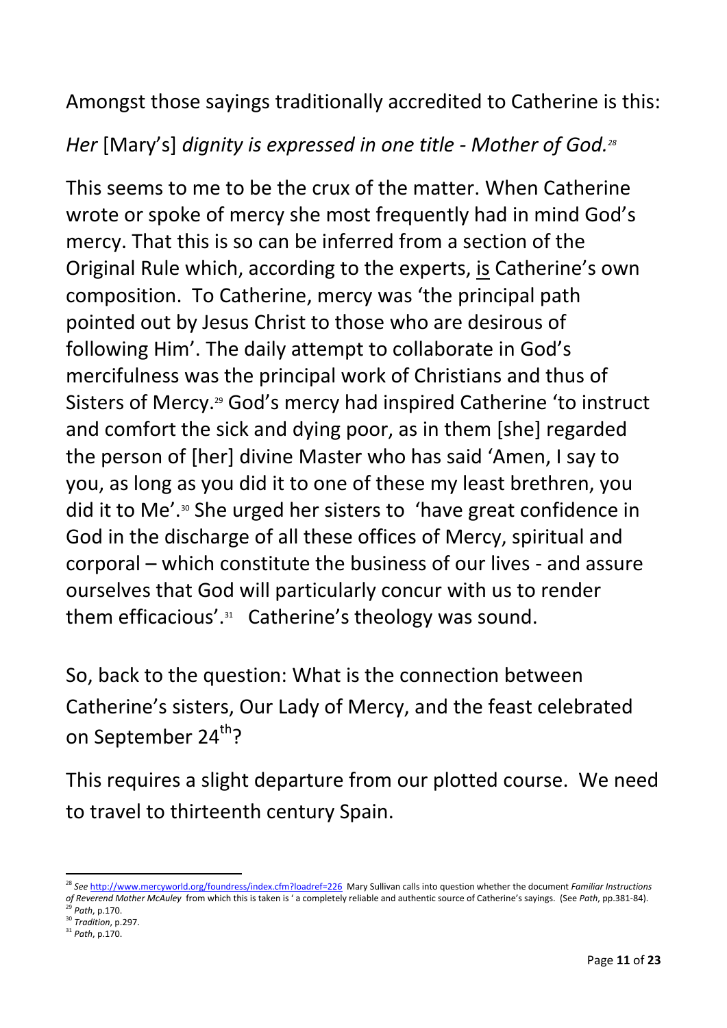Amongst those sayings traditionally accredited to Catherine is this:

*Her* [Mary's] *dignity is expressed in one title - Mother of God.*[28]

This seems to me to be the crux of the matter. When Catherine wrote or spoke of mercy she most frequently had in mind God's mercy. That this is so can be inferred from a section of the Original Rule which, according to the experts, is Catherine's own composition. To Catherine, mercy was 'the principal path pointed out by Jesus Christ to those who are desirous of following Him'. The daily attempt to collaborate in God's mercifulness was the principal work of Christians and thus of Sisters of Mercy.[29] God's mercy had inspired Catherine 'to instruct and comfort the sick and dying poor, as in them [she] regarded the person of [her] divine Master who has said 'Amen, I say to you, as long as you did it to one of these my least brethren, you did it to Me'.[30] She urged her sisters to 'have great confidence in God in the discharge of all these offices of Mercy, spiritual and corporal – which constitute the business of our lives - and assure ourselves that God will particularly concur with us to render them efficacious'.[31] Catherine's theology was sound.

So, back to the question: What is the connection between Catherine's sisters, Our Lady of Mercy, and the feast celebrated on September 24th?

This requires a slight departure from our plotted course. We need to travel to thirteenth century Spain.

---

[28] *See* http://www.mercyworld.org/foundress/index.cfm?loadref=226 Mary Sullivan calls into question whether the document *Familiar Instructions of Reverend Mother McAuley* from which this is taken is ' a completely reliable and authentic source of Catherine's sayings. (See *Path*, pp.381-84).

[29] *Path*, p.170.

[30] *Tradition*, p.297.

[31] *Path*, p.170.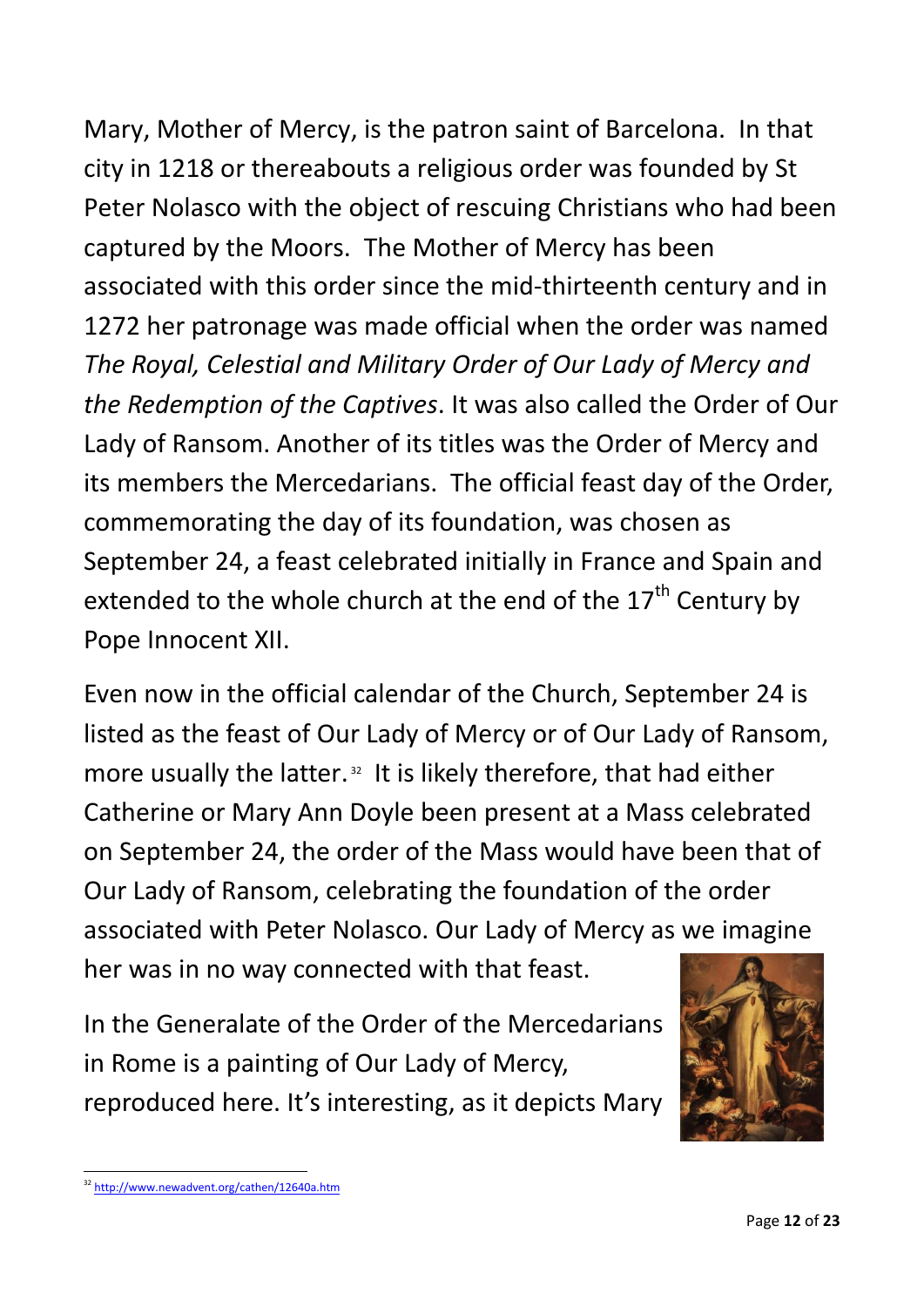Mary, Mother of Mercy, is the patron saint of Barcelona. In that city in 1218 or thereabouts a religious order was founded by St Peter Nolasco with the object of rescuing Christians who had been captured by the Moors. The Mother of Mercy has been associated with this order since the mid-thirteenth century and in 1272 her patronage was made official when the order was named *The Royal, Celestial and Military Order of Our Lady of Mercy and the Redemption of the Captives*. It was also called the Order of Our Lady of Ransom. Another of its titles was the Order of Mercy and its members the Mercedarians. The official feast day of the Order, commemorating the day of its foundation, was chosen as September 24, a feast celebrated initially in France and Spain and extended to the whole church at the end of the 17th Century by Pope Innocent XII.

Even now in the official calendar of the Church, September 24 is listed as the feast of Our Lady of Mercy or of Our Lady of Ransom, more usually the latter.[32] It is likely therefore, that had either Catherine or Mary Ann Doyle been present at a Mass celebrated on September 24, the order of the Mass would have been that of Our Lady of Ransom, celebrating the foundation of the order associated with Peter Nolasco. Our Lady of Mercy as we imagine her was in no way connected with that feast.

In the Generalate of the Order of the Mercedarians in Rome is a painting of Our Lady of Mercy, reproduced here. It's interesting, as it depicts Mary

[32] http://www.newadvent.org/cathen/12640a.htm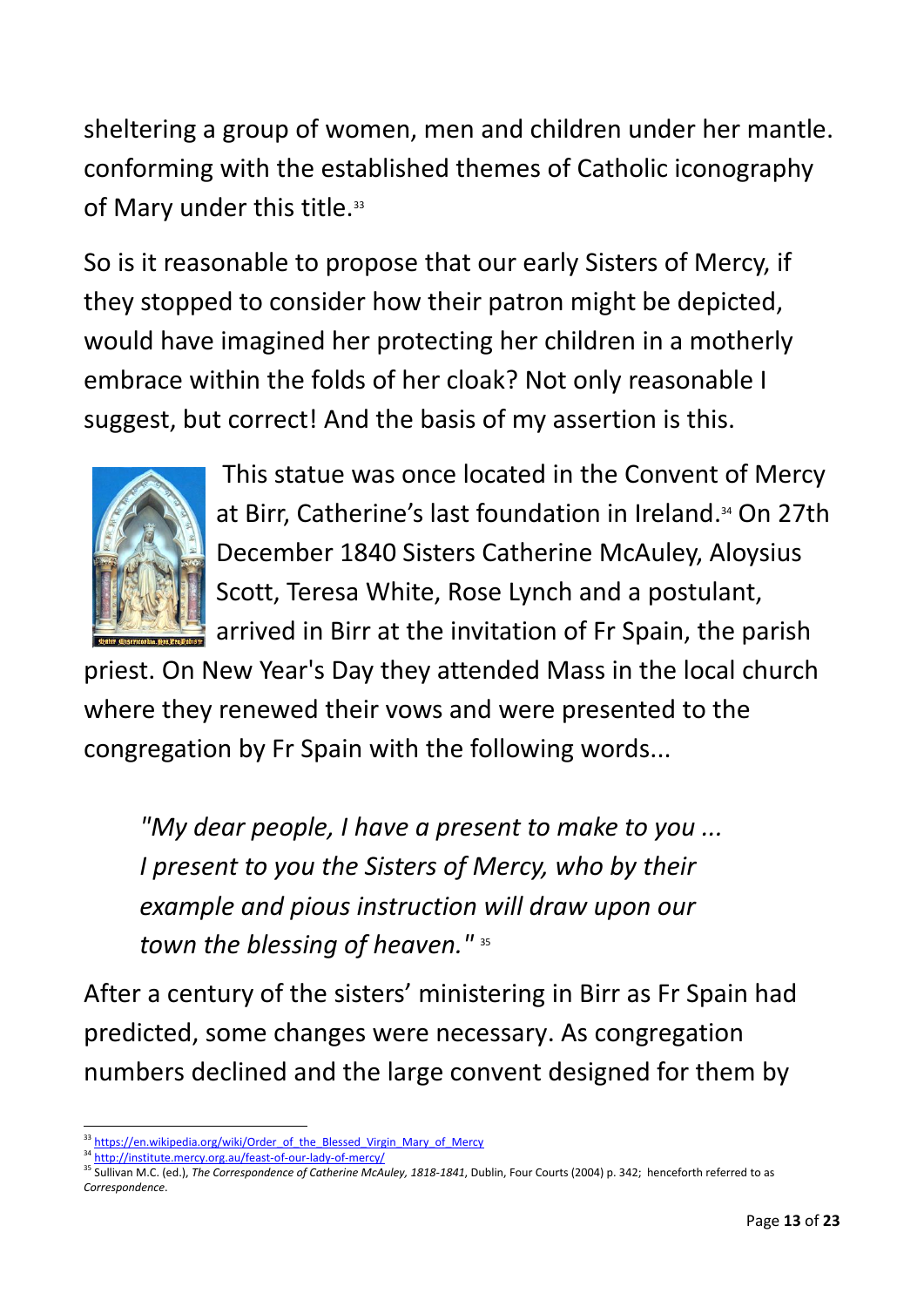sheltering a group of women, men and children under her mantle. conforming with the established themes of Catholic iconography of Mary under this title.[33]

So is it reasonable to propose that our early Sisters of Mercy, if they stopped to consider how their patron might be depicted, would have imagined her protecting her children in a motherly embrace within the folds of her cloak? Not only reasonable I suggest, but correct! And the basis of my assertion is this.

This statue was once located in the Convent of Mercy at Birr, Catherine's last foundation in Ireland.[34] On 27th December 1840 Sisters Catherine McAuley, Aloysius Scott, Teresa White, Rose Lynch and a postulant, arrived in Birr at the invitation of Fr Spain, the parish priest. On New Year's Day they attended Mass in the local church where they renewed their vows and were presented to the congregation by Fr Spain with the following words...

> *"My dear people, I have a present to make to you ... I present to you the Sisters of Mercy, who by their example and pious instruction will draw upon our town the blessing of heaven."* [35]

After a century of the sisters' ministering in Birr as Fr Spain had predicted, some changes were necessary. As congregation numbers declined and the large convent designed for them by

---

[33] https://en.wikipedia.org/wiki/Order_of_the_Blessed_Virgin_Mary_of_Mercy

[34] http://institute.mercy.org.au/feast-of-our-lady-of-mercy/

[35] Sullivan M.C. (ed.), *The Correspondence of Catherine McAuley, 1818-1841*, Dublin, Four Courts (2004) p. 342; henceforth referred to as *Correspondence*.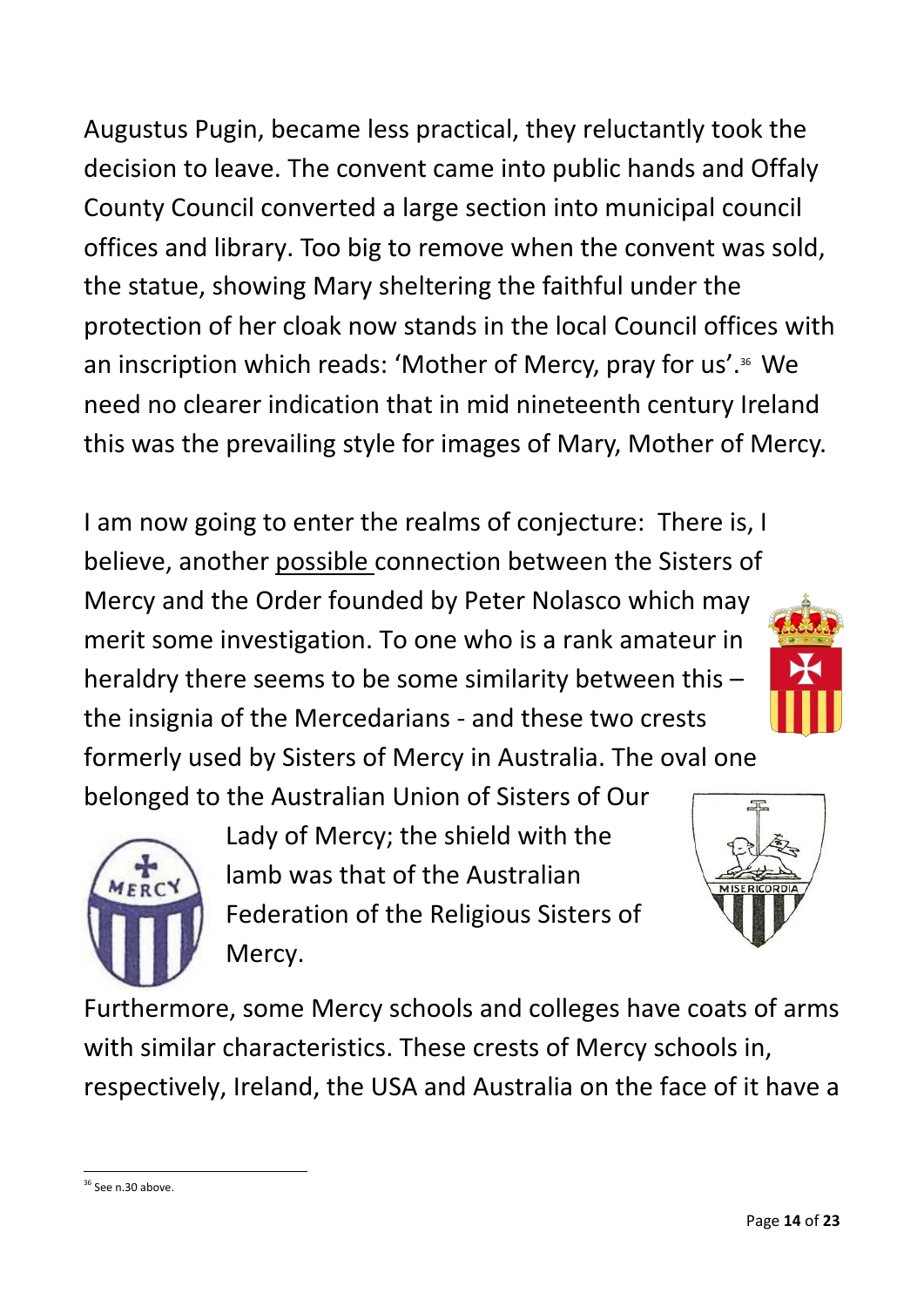Augustus Pugin, became less practical, they reluctantly took the decision to leave. The convent came into public hands and Offaly County Council converted a large section into municipal council offices and library. Too big to remove when the convent was sold, the statue, showing Mary sheltering the faithful under the protection of her cloak now stands in the local Council offices with an inscription which reads: 'Mother of Mercy, pray for us'.[36] We need no clearer indication that in mid nineteenth century Ireland this was the prevailing style for images of Mary, Mother of Mercy.

I am now going to enter the realms of conjecture: There is, I believe, another possible connection between the Sisters of Mercy and the Order founded by Peter Nolasco which may merit some investigation. To one who is a rank amateur in heraldry there seems to be some similarity between this – the insignia of the Mercedarians - and these two crests formerly used by Sisters of Mercy in Australia. The oval one belonged to the Australian Union of Sisters of Our Lady of Mercy; the shield with the lamb was that of the Australian Federation of the Religious Sisters of Mercy.

Furthermore, some Mercy schools and colleges have coats of arms with similar characteristics. These crests of Mercy schools in, respectively, Ireland, the USA and Australia on the face of it have a

[36] See n.30 above.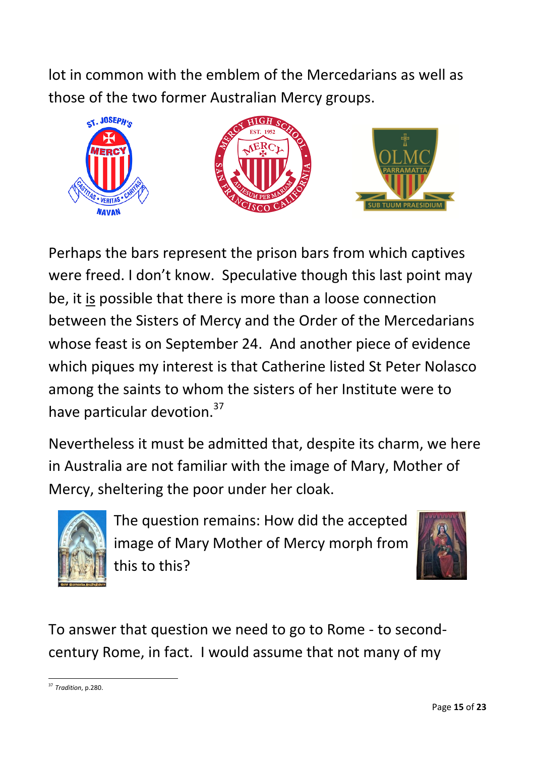lot in common with the emblem of the Mercedarians as well as those of the two former Australian Mercy groups.

Perhaps the bars represent the prison bars from which captives were freed. I don't know. Speculative though this last point may be, it is possible that there is more than a loose connection between the Sisters of Mercy and the Order of the Mercedarians whose feast is on September 24. And another piece of evidence which piques my interest is that Catherine listed St Peter Nolasco among the saints to whom the sisters of her Institute were to have particular devotion.[37]

Nevertheless it must be admitted that, despite its charm, we here in Australia are not familiar with the image of Mary, Mother of Mercy, sheltering the poor under her cloak.

The question remains: How did the accepted image of Mary Mother of Mercy morph from this to this?

To answer that question we need to go to Rome - to second-century Rome, in fact. I would assume that not many of my

[37] *Tradition*, p.280.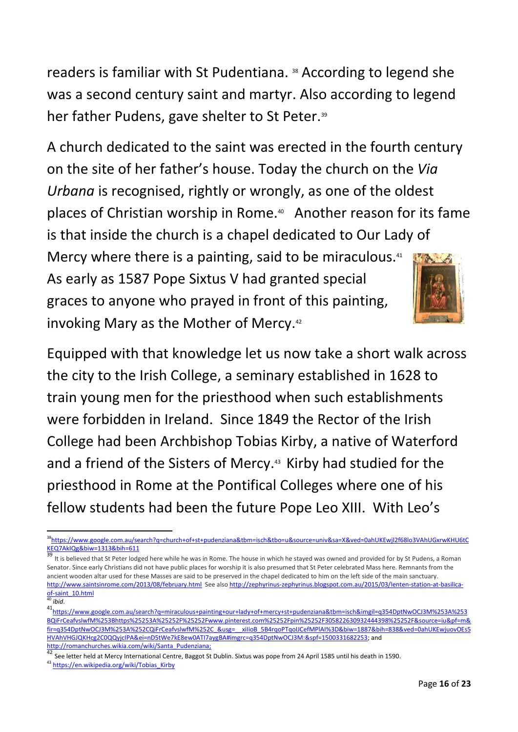readers is familiar with St Pudentiana. [38] According to legend she was a second century saint and martyr. Also according to legend her father Pudens, gave shelter to St Peter.[39]

A church dedicated to the saint was erected in the fourth century on the site of her father's house. Today the church on the *Via Urbana* is recognised, rightly or wrongly, as one of the oldest places of Christian worship in Rome.[40] Another reason for its fame is that inside the church is a chapel dedicated to Our Lady of Mercy where there is a painting, said to be miraculous.[41] As early as 1587 Pope Sixtus V had granted special graces to anyone who prayed in front of this painting, invoking Mary as the Mother of Mercy.[42]

Equipped with that knowledge let us now take a short walk across the city to the Irish College, a seminary established in 1628 to train young men for the priesthood when such establishments were forbidden in Ireland. Since 1849 the Rector of the Irish College had been Archbishop Tobias Kirby, a native of Waterford and a friend of the Sisters of Mercy.[43] Kirby had studied for the priesthood in Rome at the Pontifical Colleges where one of his fellow students had been the future Pope Leo XIII. With Leo's

---

[38] https://www.google.com.au/search?q=church+of+st+pudenziana&tbm=isch&tbo=u&source=univ&sa=X&ved=0ahUKEwjl2f68lo3VAhUGxrwKHU6tCKEQ7AkIQg&biw=1313&bih=611

[39] It is believed that St Peter lodged here while he was in Rome. The house in which he stayed was owned and provided for by St Pudens, a Roman Senator. Since early Christians did not have public places for worship it is also presumed that St Peter celebrated Mass here. Remnants from the ancient wooden altar used for these Masses are said to be preserved in the chapel dedicated to him on the left side of the main sanctuary. http://www.saintsinrome.com/2013/08/february.html See also http://zephyrinus-zephyrinus.blogspot.com.au/2015/03/lenten-station-at-basilica-of-saint_10.html

[40] *ibid.*

[41] https://www.google.com.au/search?q=miraculous+painting+our+lady+of+mercy+st+pudenziana&tbm=isch&imgil=q354DptNwOCJ3M%253A%253BQiFrCeafvslwfM%253Bhttps%25253A%25252F%25252Fwww.pinterest.com%25252Fpin%25252F305822630932444398%25252F&source=iu&pf=m&fir=q354DptNwOCJ3M%253A%252CQiFrCeafvslwfM%252C_&usg=__xilioB_5B4rqoPTqolJCefMPlAI%3D&biw=1887&bih=838&ved=0ahUKEwjuovOEs5HVAhVHGJQKHcg2C0QQyjcIPA&ei=nD5tWe7kE8ew0ATI7aygBA#imgrc=q354DptNwOCJ3M:&spf=1500331682253; and http://romanchurches.wikia.com/wiki/Santa_Pudenziana;

[42] See letter held at Mercy International Centre, Baggot St Dublin. Sixtus was pope from 24 April 1585 until his death in 1590.

[43] https://en.wikipedia.org/wiki/Tobias_Kirby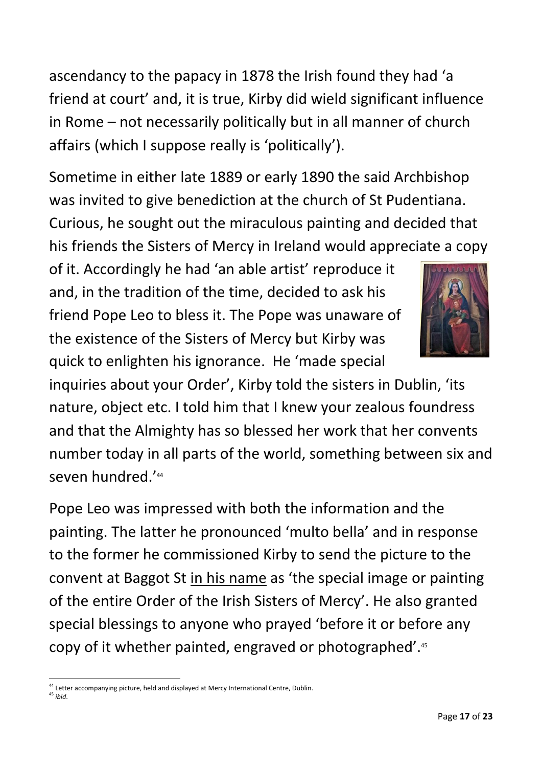ascendancy to the papacy in 1878 the Irish found they had 'a friend at court' and, it is true, Kirby did wield significant influence in Rome – not necessarily politically but in all manner of church affairs (which I suppose really is 'politically').

Sometime in either late 1889 or early 1890 the said Archbishop was invited to give benediction at the church of St Pudentiana. Curious, he sought out the miraculous painting and decided that his friends the Sisters of Mercy in Ireland would appreciate a copy of it. Accordingly he had 'an able artist' reproduce it and, in the tradition of the time, decided to ask his friend Pope Leo to bless it. The Pope was unaware of the existence of the Sisters of Mercy but Kirby was quick to enlighten his ignorance. He 'made special inquiries about your Order', Kirby told the sisters in Dublin, 'its nature, object etc. I told him that I knew your zealous foundress and that the Almighty has so blessed her work that her convents number today in all parts of the world, something between six and seven hundred.'[44]

Pope Leo was impressed with both the information and the painting. The latter he pronounced 'multo bella' and in response to the former he commissioned Kirby to send the picture to the convent at Baggot St <u>in his name</u> as 'the special image or painting of the entire Order of the Irish Sisters of Mercy'. He also granted special blessings to anyone who prayed 'before it or before any copy of it whether painted, engraved or photographed'.[45]

---

[44] Letter accompanying picture, held and displayed at Mercy International Centre, Dublin.

[45] *ibid*.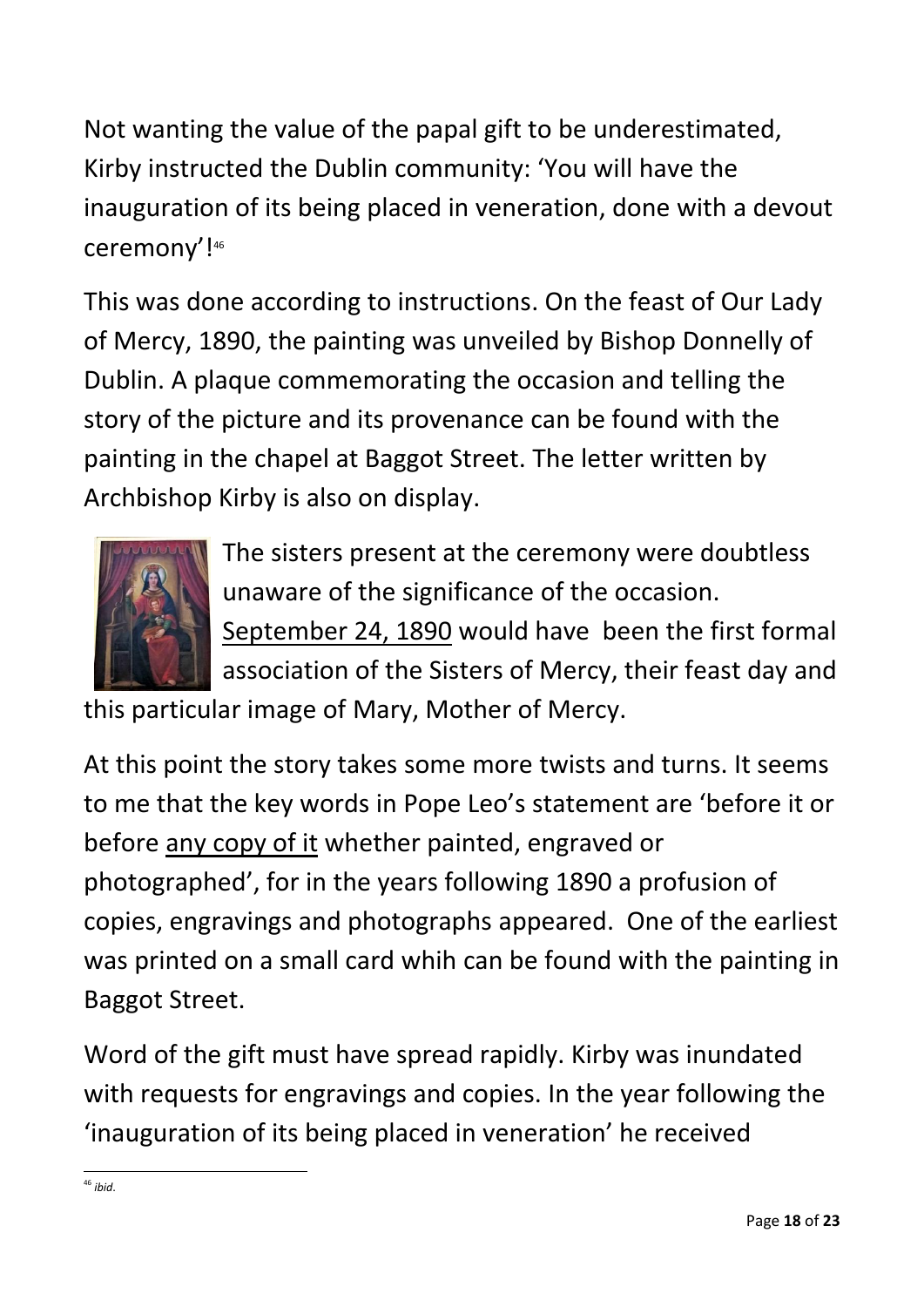Not wanting the value of the papal gift to be underestimated, Kirby instructed the Dublin community: 'You will have the inauguration of its being placed in veneration, done with a devout ceremony'![46]

This was done according to instructions. On the feast of Our Lady of Mercy, 1890, the painting was unveiled by Bishop Donnelly of Dublin. A plaque commemorating the occasion and telling the story of the picture and its provenance can be found with the painting in the chapel at Baggot Street. The letter written by Archbishop Kirby is also on display.

The sisters present at the ceremony were doubtless unaware of the significance of the occasion. <u>September 24, 1890</u> would have been the first formal association of the Sisters of Mercy, their feast day and this particular image of Mary, Mother of Mercy.

At this point the story takes some more twists and turns. It seems to me that the key words in Pope Leo's statement are 'before it or before <u>any copy of it</u> whether painted, engraved or photographed', for in the years following 1890 a profusion of copies, engravings and photographs appeared. One of the earliest was printed on a small card whih can be found with the painting in Baggot Street.

Word of the gift must have spread rapidly. Kirby was inundated with requests for engravings and copies. In the year following the 'inauguration of its being placed in veneration' he received

---

[46] *ibid.*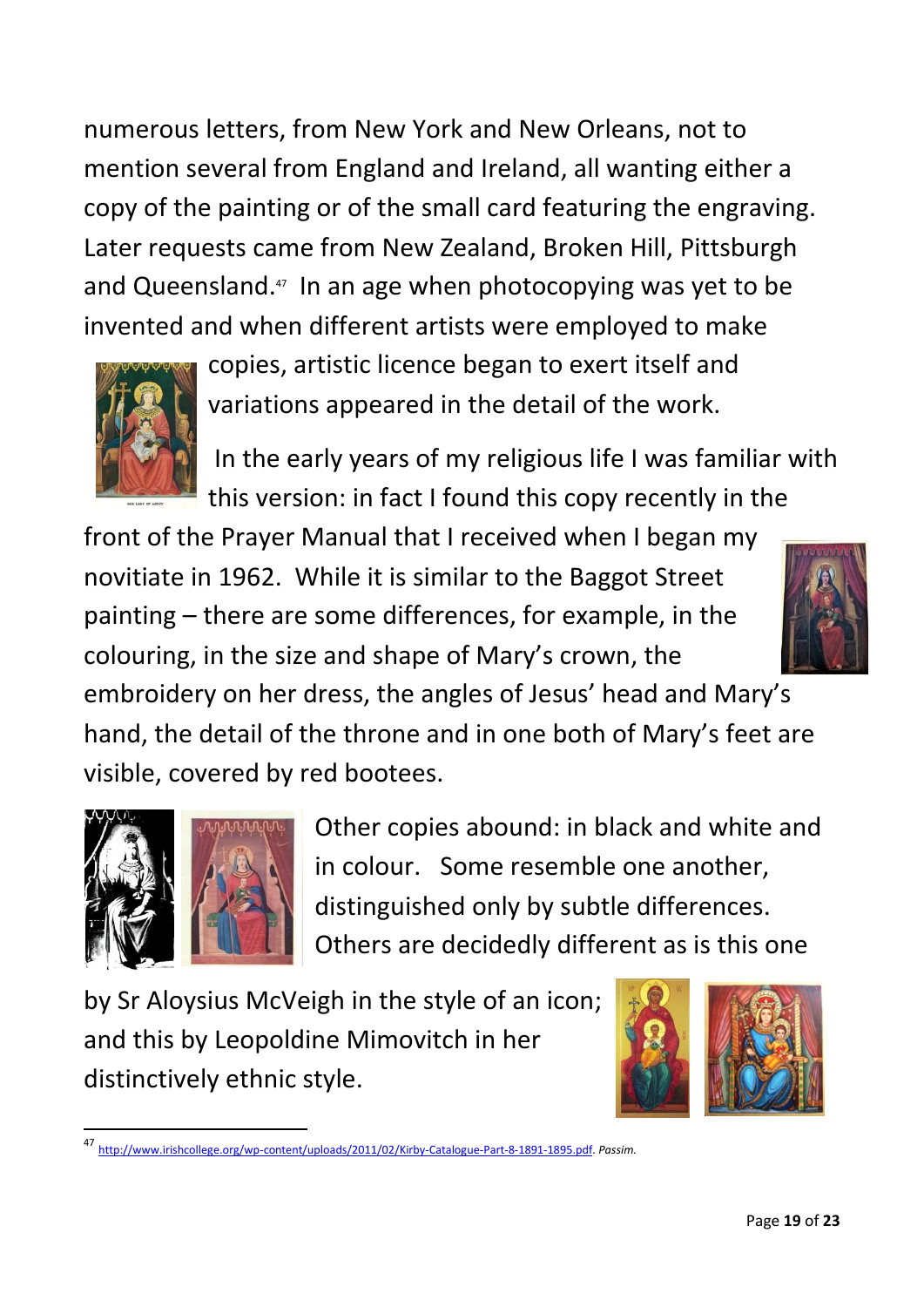numerous letters, from New York and New Orleans, not to mention several from England and Ireland, all wanting either a copy of the painting or of the small card featuring the engraving. Later requests came from New Zealand, Broken Hill, Pittsburgh and Queensland.[47] In an age when photocopying was yet to be invented and when different artists were employed to make copies, artistic licence began to exert itself and variations appeared in the detail of the work.

In the early years of my religious life I was familiar with this version: in fact I found this copy recently in the front of the Prayer Manual that I received when I began my novitiate in 1962. While it is similar to the Baggot Street painting – there are some differences, for example, in the colouring, in the size and shape of Mary's crown, the embroidery on her dress, the angles of Jesus' head and Mary's hand, the detail of the throne and in one both of Mary's feet are visible, covered by red bootees.

Other copies abound: in black and white and in colour. Some resemble one another, distinguished only by subtle differences. Others are decidedly different as is this one by Sr Aloysius McVeigh in the style of an icon; and this by Leopoldine Mimovitch in her distinctively ethnic style.

---

[47] http://www.irishcollege.org/wp-content/uploads/2011/02/Kirby-Catalogue-Part-8-1891-1895.pdf. *Passim.*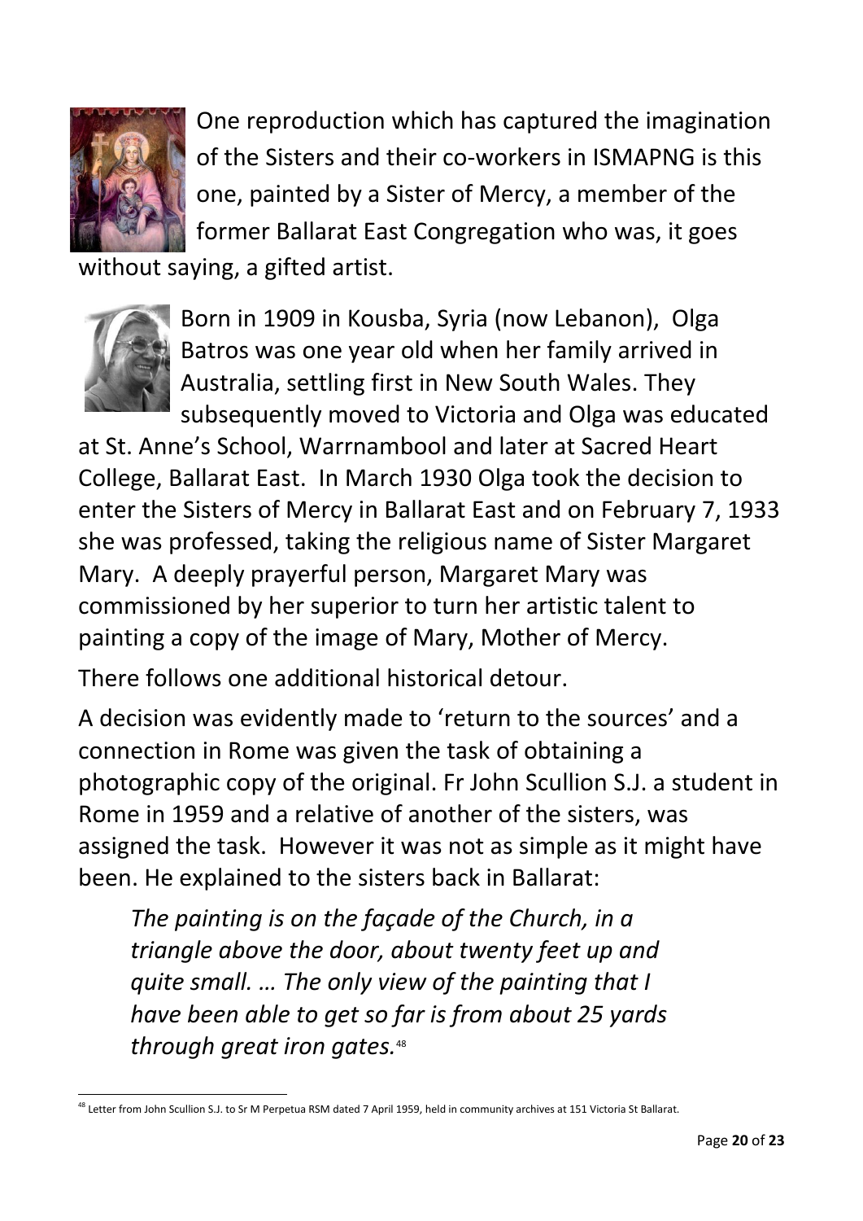One reproduction which has captured the imagination of the Sisters and their co-workers in ISMAPNG is this one, painted by a Sister of Mercy, a member of the former Ballarat East Congregation who was, it goes without saying, a gifted artist.

Born in 1909 in Kousba, Syria (now Lebanon), Olga Batros was one year old when her family arrived in Australia, settling first in New South Wales. They subsequently moved to Victoria and Olga was educated at St. Anne's School, Warrnambool and later at Sacred Heart College, Ballarat East. In March 1930 Olga took the decision to enter the Sisters of Mercy in Ballarat East and on February 7, 1933 she was professed, taking the religious name of Sister Margaret Mary. A deeply prayerful person, Margaret Mary was commissioned by her superior to turn her artistic talent to painting a copy of the image of Mary, Mother of Mercy.

There follows one additional historical detour.

A decision was evidently made to 'return to the sources' and a connection in Rome was given the task of obtaining a photographic copy of the original. Fr John Scullion S.J. a student in Rome in 1959 and a relative of another of the sisters, was assigned the task. However it was not as simple as it might have been. He explained to the sisters back in Ballarat:

> *The painting is on the façade of the Church, in a triangle above the door, about twenty feet up and quite small. … The only view of the painting that I have been able to get so far is from about 25 yards through great iron gates.*[48]

---

[48] Letter from John Scullion S.J. to Sr M Perpetua RSM dated 7 April 1959, held in community archives at 151 Victoria St Ballarat.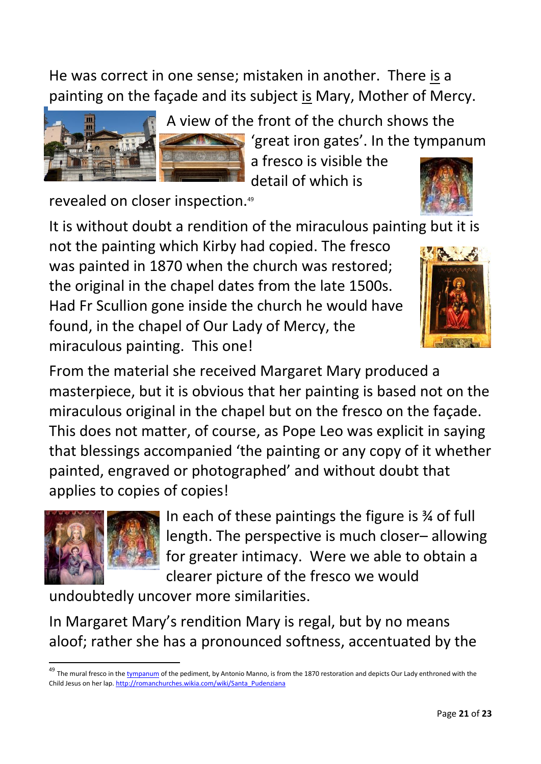He was correct in one sense; mistaken in another. There is a painting on the façade and its subject is Mary, Mother of Mercy.

A view of the front of the church shows the 'great iron gates'. In the tympanum a fresco is visible the detail of which is revealed on closer inspection.[49]

It is without doubt a rendition of the miraculous painting but it is not the painting which Kirby had copied. The fresco was painted in 1870 when the church was restored; the original in the chapel dates from the late 1500s. Had Fr Scullion gone inside the church he would have found, in the chapel of Our Lady of Mercy, the miraculous painting. This one!

From the material she received Margaret Mary produced a masterpiece, but it is obvious that her painting is based not on the miraculous original in the chapel but on the fresco on the façade. This does not matter, of course, as Pope Leo was explicit in saying that blessings accompanied 'the painting or any copy of it whether painted, engraved or photographed' and without doubt that applies to copies of copies!

In each of these paintings the figure is ¾ of full length. The perspective is much closer– allowing for greater intimacy. Were we able to obtain a clearer picture of the fresco we would undoubtedly uncover more similarities.

In Margaret Mary's rendition Mary is regal, but by no means aloof; rather she has a pronounced softness, accentuated by the

---

[49] The mural fresco in the tympanum of the pediment, by Antonio Manno, is from the 1870 restoration and depicts Our Lady enthroned with the Child Jesus on her lap. http://romanchurches.wikia.com/wiki/Santa_Pudenziana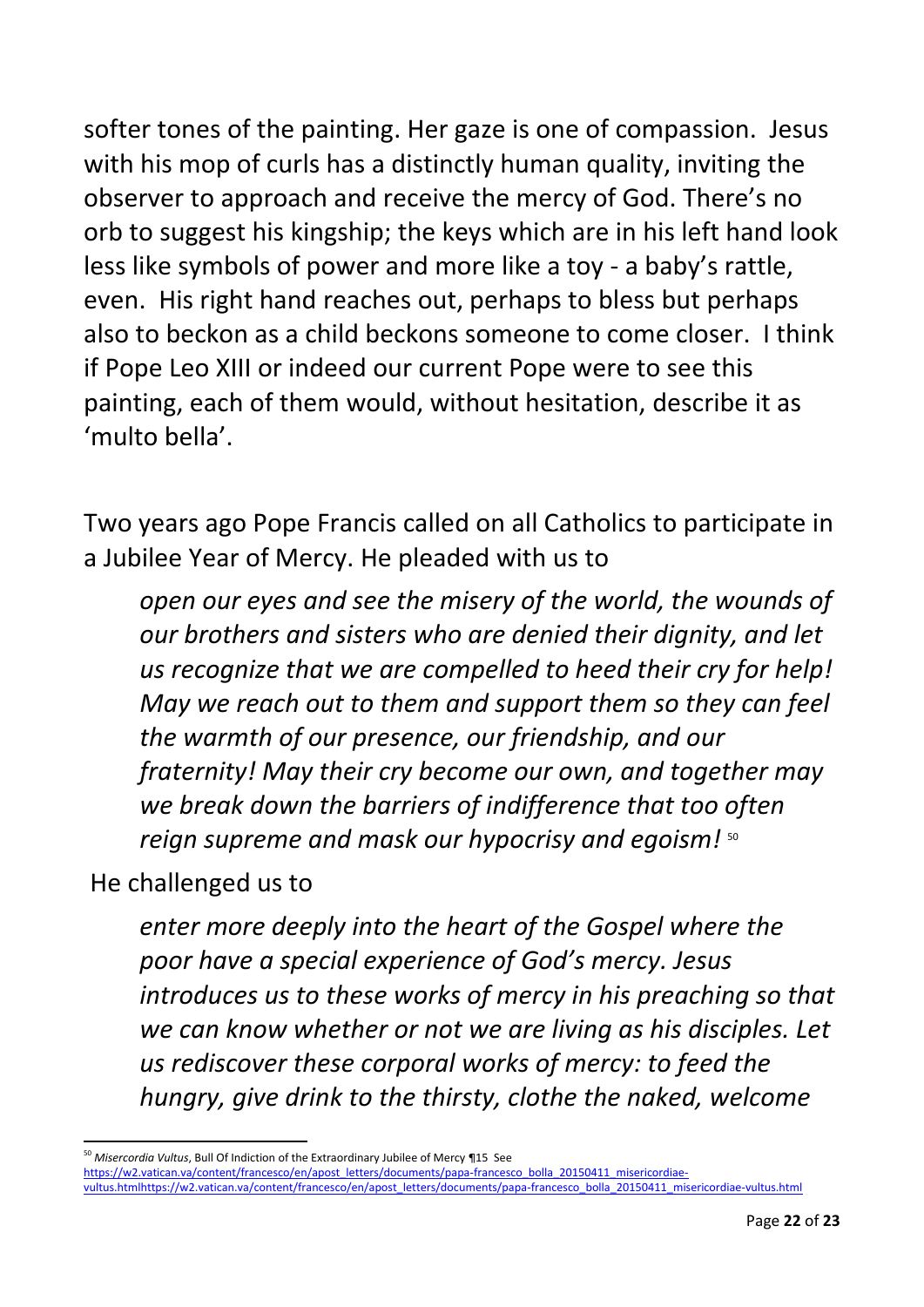softer tones of the painting. Her gaze is one of compassion. Jesus with his mop of curls has a distinctly human quality, inviting the observer to approach and receive the mercy of God. There's no orb to suggest his kingship; the keys which are in his left hand look less like symbols of power and more like a toy - a baby's rattle, even. His right hand reaches out, perhaps to bless but perhaps also to beckon as a child beckons someone to come closer. I think if Pope Leo XIII or indeed our current Pope were to see this painting, each of them would, without hesitation, describe it as 'multo bella'.

Two years ago Pope Francis called on all Catholics to participate in a Jubilee Year of Mercy. He pleaded with us to

> *open our eyes and see the misery of the world, the wounds of our brothers and sisters who are denied their dignity, and let us recognize that we are compelled to heed their cry for help! May we reach out to them and support them so they can feel the warmth of our presence, our friendship, and our fraternity! May their cry become our own, and together may we break down the barriers of indifference that too often reign supreme and mask our hypocrisy and egoism!* [50]

He challenged us to

> *enter more deeply into the heart of the Gospel where the poor have a special experience of God's mercy. Jesus introduces us to these works of mercy in his preaching so that we can know whether or not we are living as his disciples. Let us rediscover these corporal works of mercy: to feed the hungry, give drink to the thirsty, clothe the naked, welcome*

---

[50] *Misercordia Vultus*, Bull Of Indiction of the Extraordinary Jubilee of Mercy ¶15 See https://w2.vatican.va/content/francesco/en/apost_letters/documents/papa-francesco_bolla_20150411_misericordiae-vultus.htmlhttps://w2.vatican.va/content/francesco/en/apost_letters/documents/papa-francesco_bolla_20150411_misericordiae-vultus.html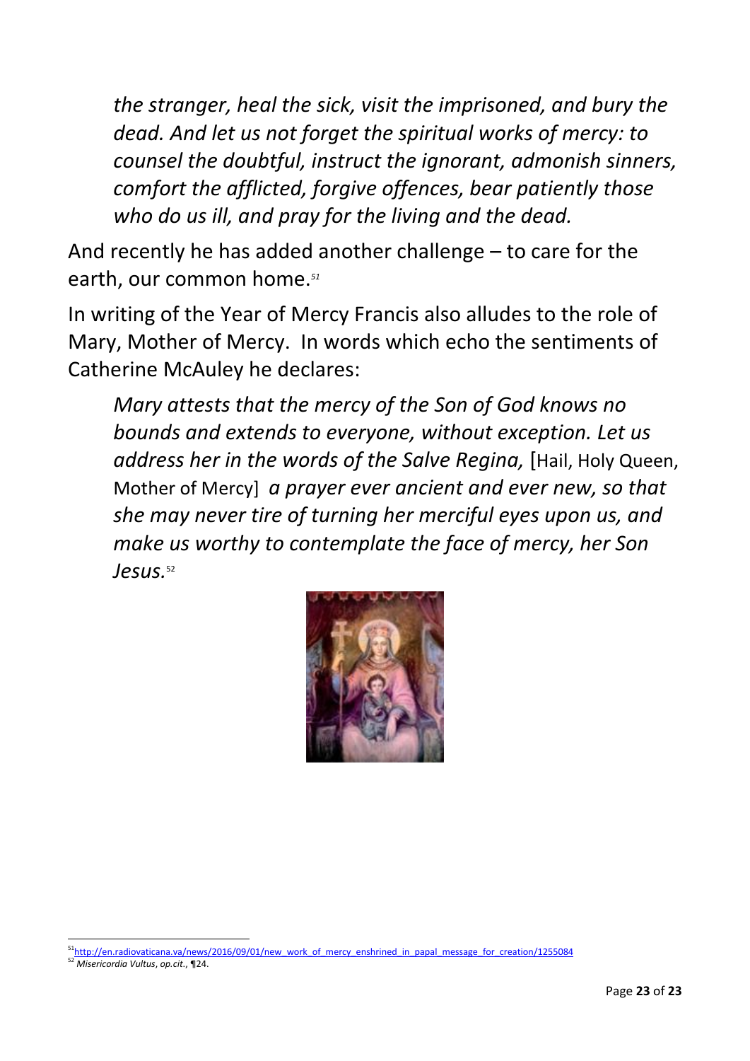*the stranger, heal the sick, visit the imprisoned, and bury the dead. And let us not forget the spiritual works of mercy: to counsel the doubtful, instruct the ignorant, admonish sinners, comfort the afflicted, forgive offences, bear patiently those who do us ill, and pray for the living and the dead.*

And recently he has added another challenge – to care for the earth, our common home.[51]

In writing of the Year of Mercy Francis also alludes to the role of Mary, Mother of Mercy. In words which echo the sentiments of Catherine McAuley he declares:

> *Mary attests that the mercy of the Son of God knows no bounds and extends to everyone, without exception. Let us address her in the words of the Salve Regina,* [Hail, Holy Queen, Mother of Mercy] *a prayer ever ancient and ever new, so that she may never tire of turning her merciful eyes upon us, and make us worthy to contemplate the face of mercy, her Son Jesus.*[52]

---

[51] http://en.radiovaticana.va/news/2016/09/01/new_work_of_mercy_enshrined_in_papal_message_for_creation/1255084

[52] *Misericordia Vultus*, *op.cit.*, ¶24.